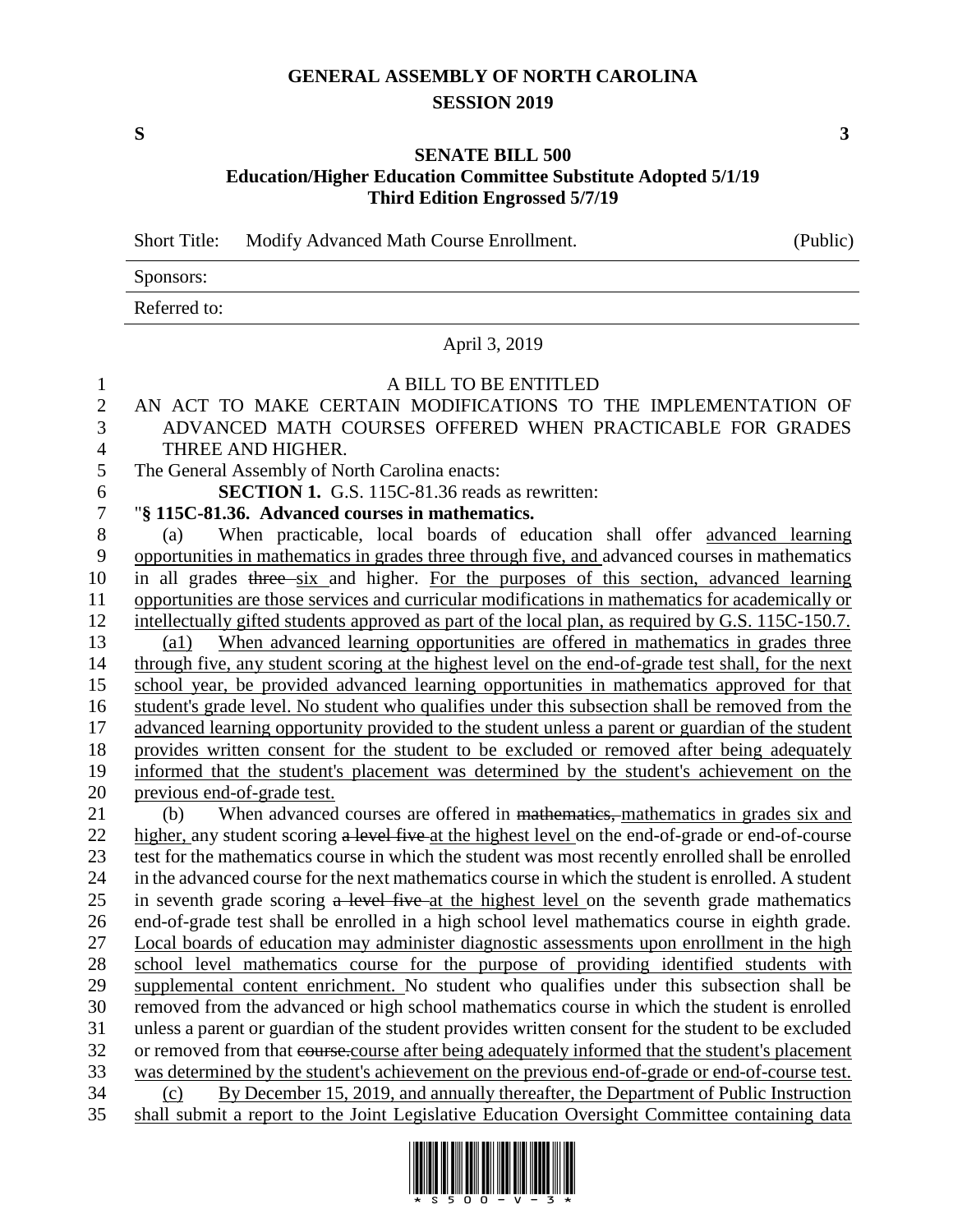**GENERAL ASSEMBLY OF NORTH CAROLINA**
**SESSION 2019**

**S** **3**

**SENATE BILL 500**
**Education/Higher Education Committee Substitute Adopted 5/1/19**
**Third Edition Engrossed 5/7/19**

| Short Title: | Modify Advanced Math Course Enrollment. | (Public) |
| --- | --- | --- |
| Sponsors: | | |
| Referred to: | | |

April 3, 2019

A BILL TO BE ENTITLED

AN ACT TO MAKE CERTAIN MODIFICATIONS TO THE IMPLEMENTATION OF ADVANCED MATH COURSES OFFERED WHEN PRACTICABLE FOR GRADES THREE AND HIGHER.

The General Assembly of North Carolina enacts:

**SECTION 1.** G.S. 115C-81.36 reads as rewritten:

"**§ 115C-81.36. Advanced courses in mathematics.**

(a) When practicable, local boards of education shall offer advanced learning opportunities in mathematics in grades three through five, and advanced courses in mathematics in all grades ~~three~~ six and higher. For the purposes of this section, advanced learning opportunities are those services and curricular modifications in mathematics for academically or intellectually gifted students approved as part of the local plan, as required by G.S. 115C-150.7.

(a1) When advanced learning opportunities are offered in mathematics in grades three through five, any student scoring at the highest level on the end-of-grade test shall, for the next school year, be provided advanced learning opportunities in mathematics approved for that student's grade level. No student who qualifies under this subsection shall be removed from the advanced learning opportunity provided to the student unless a parent or guardian of the student provides written consent for the student to be excluded or removed after being adequately informed that the student's placement was determined by the student's achievement on the previous end-of-grade test.

(b) When advanced courses are offered in ~~mathematics,~~ mathematics in grades six and higher, any student scoring ~~a level five~~ at the highest level on the end-of-grade or end-of-course test for the mathematics course in which the student was most recently enrolled shall be enrolled in the advanced course for the next mathematics course in which the student is enrolled. A student in seventh grade scoring ~~a level five~~ at the highest level on the seventh grade mathematics end-of-grade test shall be enrolled in a high school level mathematics course in eighth grade. Local boards of education may administer diagnostic assessments upon enrollment in the high school level mathematics course for the purpose of providing identified students with supplemental content enrichment. No student who qualifies under this subsection shall be removed from the advanced or high school mathematics course in which the student is enrolled unless a parent or guardian of the student provides written consent for the student to be excluded or removed from that ~~course.~~ course after being adequately informed that the student's placement was determined by the student's achievement on the previous end-of-grade or end-of-course test.

(c) By December 15, 2019, and annually thereafter, the Department of Public Instruction shall submit a report to the Joint Legislative Education Oversight Committee containing data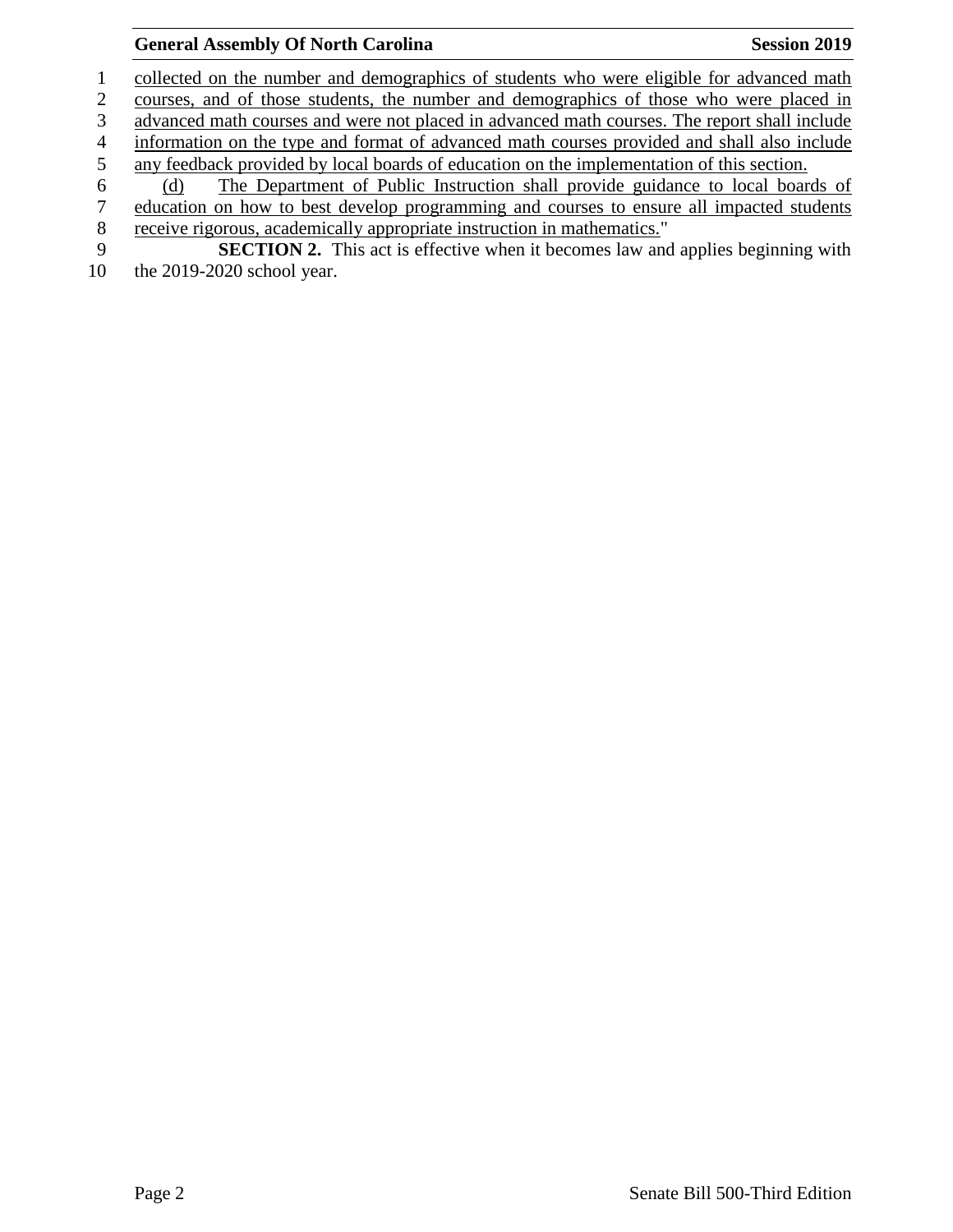collected on the number and demographics of students who were eligible for advanced math courses, and of those students, the number and demographics of those who were placed in advanced math courses and were not placed in advanced math courses. The report shall include information on the type and format of advanced math courses provided and shall also include any feedback provided by local boards of education on the implementation of this section.

(d) The Department of Public Instruction shall provide guidance to local boards of education on how to best develop programming and courses to ensure all impacted students receive rigorous, academically appropriate instruction in mathematics."

**SECTION 2.** This act is effective when it becomes law and applies beginning with the 2019-2020 school year.